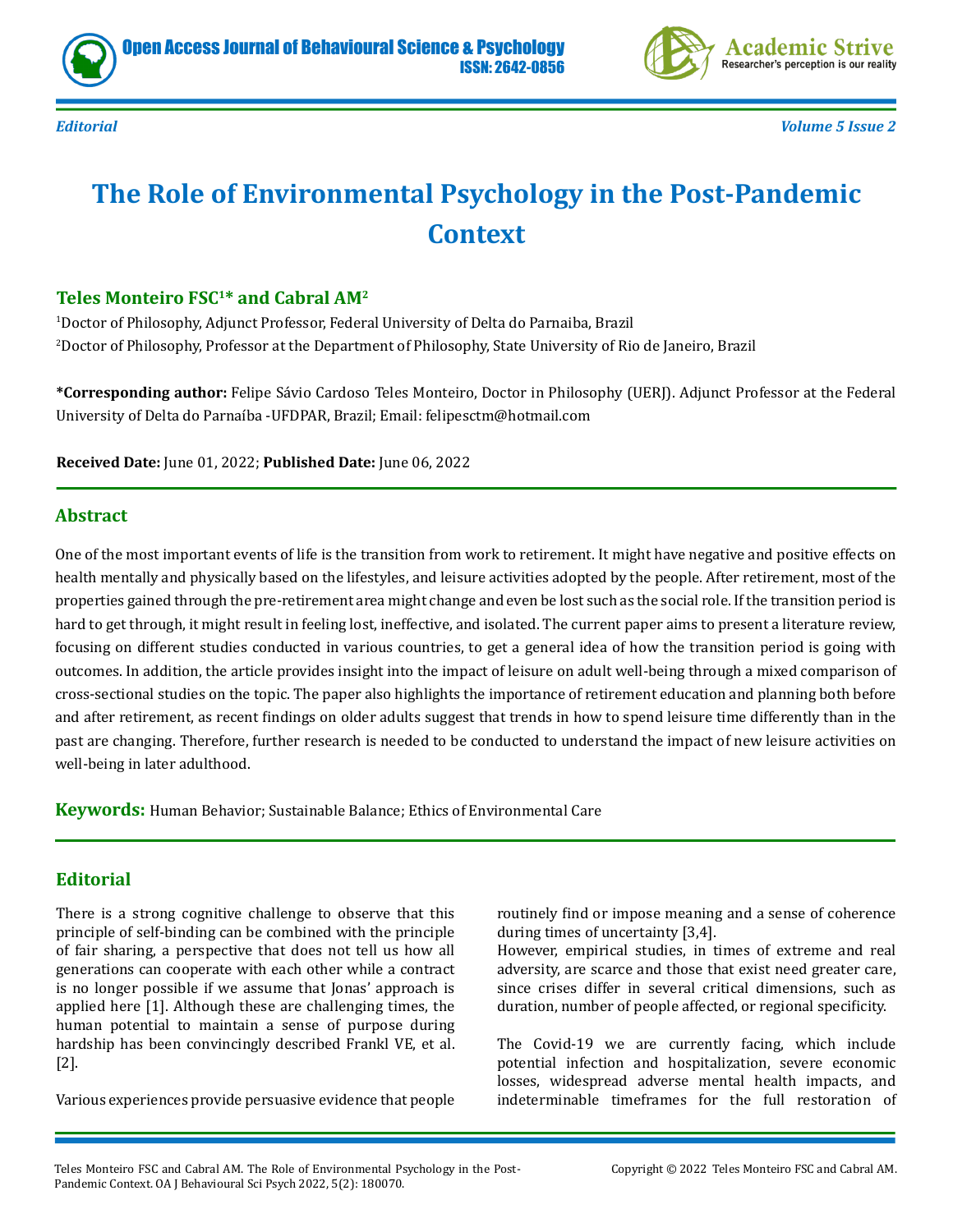*Editorial*

# The Role of Environmental Psychology in the Post-Pandemic Context

**Teles Monteiro FSC[1]* and Cabral AM[2]**

[1]Doctor of Philosophy, Adjunct Professor, Federal University of Delta do Parnaiba, Brazil

[2]Doctor of Philosophy, Professor at the Department of Philosophy, State University of Rio de Janeiro, Brazil

***Corresponding author:** Felipe Sávio Cardoso Teles Monteiro, Doctor in Philosophy (UERJ). Adjunct Professor at the Federal University of Delta do Parnaíba -UFDPAR, Brazil; Email: felipesctm@hotmail.com

**Received Date:** June 01, 2022; **Published Date:** June 06, 2022

## Abstract

One of the most important events of life is the transition from work to retirement. It might have negative and positive effects on health mentally and physically based on the lifestyles, and leisure activities adopted by the people. After retirement, most of the properties gained through the pre-retirement area might change and even be lost such as the social role. If the transition period is hard to get through, it might result in feeling lost, ineffective, and isolated. The current paper aims to present a literature review, focusing on different studies conducted in various countries, to get a general idea of how the transition period is going with outcomes. In addition, the article provides insight into the impact of leisure on adult well-being through a mixed comparison of cross-sectional studies on the topic. The paper also highlights the importance of retirement education and planning both before and after retirement, as recent findings on older adults suggest that trends in how to spend leisure time differently than in the past are changing. Therefore, further research is needed to be conducted to understand the impact of new leisure activities on well-being in later adulthood.

**Keywords:** Human Behavior; Sustainable Balance; Ethics of Environmental Care

## Editorial

There is a strong cognitive challenge to observe that this principle of self-binding can be combined with the principle of fair sharing, a perspective that does not tell us how all generations can cooperate with each other while a contract is no longer possible if we assume that Jonas' approach is applied here [1]. Although these are challenging times, the human potential to maintain a sense of purpose during hardship has been convincingly described Frankl VE, et al. [2].

Various experiences provide persuasive evidence that people routinely find or impose meaning and a sense of coherence during times of uncertainty [3,4].

However, empirical studies, in times of extreme and real adversity, are scarce and those that exist need greater care, since crises differ in several critical dimensions, such as duration, number of people affected, or regional specificity.

The Covid-19 we are currently facing, which include potential infection and hospitalization, severe economic losses, widespread adverse mental health impacts, and indeterminable timeframes for the full restoration of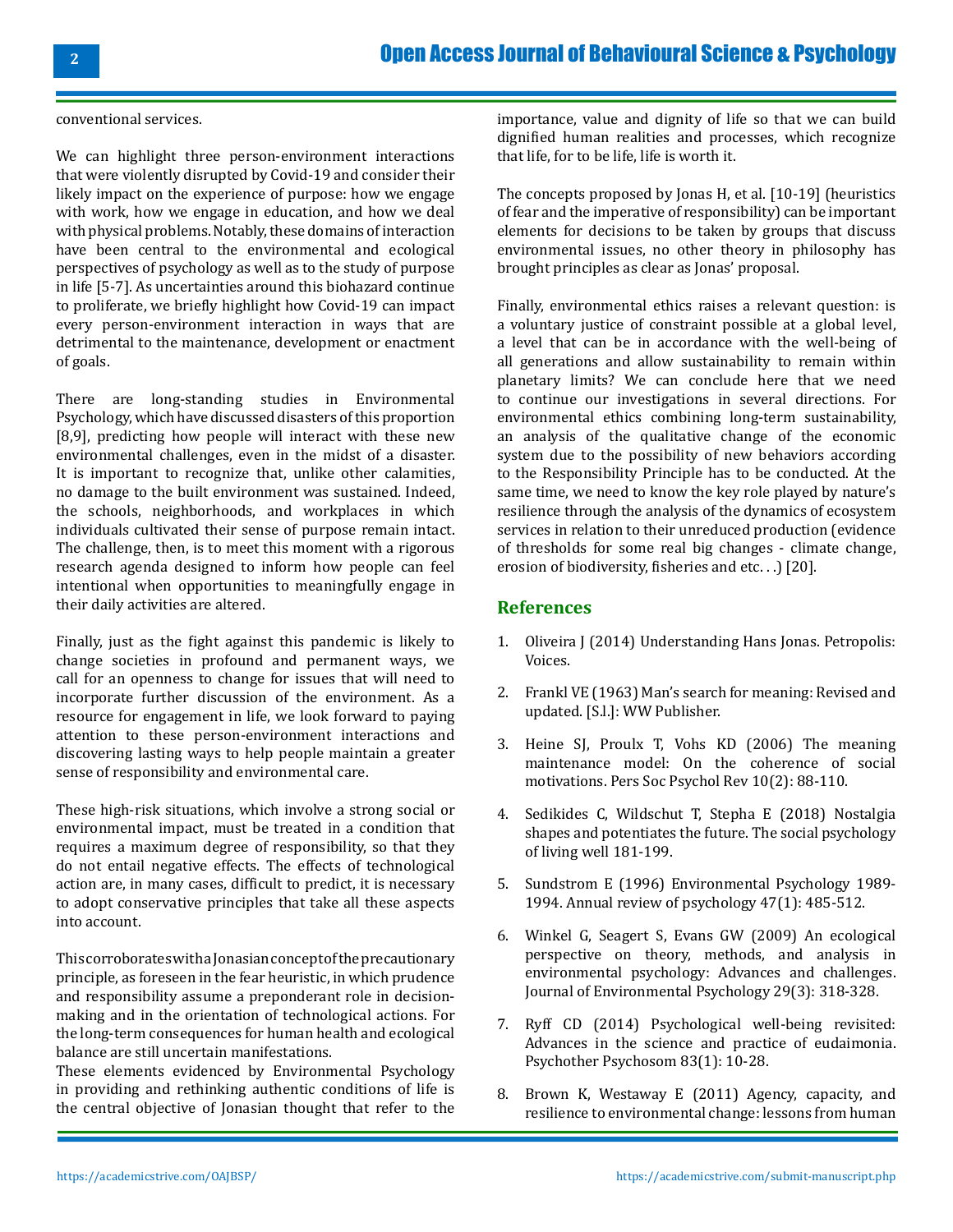conventional services.

We can highlight three person-environment interactions that were violently disrupted by Covid-19 and consider their likely impact on the experience of purpose: how we engage with work, how we engage in education, and how we deal with physical problems. Notably, these domains of interaction have been central to the environmental and ecological perspectives of psychology as well as to the study of purpose in life [5-7]. As uncertainties around this biohazard continue to proliferate, we briefly highlight how Covid-19 can impact every person-environment interaction in ways that are detrimental to the maintenance, development or enactment of goals.

There are long-standing studies in Environmental Psychology, which have discussed disasters of this proportion [8,9], predicting how people will interact with these new environmental challenges, even in the midst of a disaster. It is important to recognize that, unlike other calamities, no damage to the built environment was sustained. Indeed, the schools, neighborhoods, and workplaces in which individuals cultivated their sense of purpose remain intact. The challenge, then, is to meet this moment with a rigorous research agenda designed to inform how people can feel intentional when opportunities to meaningfully engage in their daily activities are altered.

Finally, just as the fight against this pandemic is likely to change societies in profound and permanent ways, we call for an openness to change for issues that will need to incorporate further discussion of the environment. As a resource for engagement in life, we look forward to paying attention to these person-environment interactions and discovering lasting ways to help people maintain a greater sense of responsibility and environmental care.

These high-risk situations, which involve a strong social or environmental impact, must be treated in a condition that requires a maximum degree of responsibility, so that they do not entail negative effects. The effects of technological action are, in many cases, difficult to predict, it is necessary to adopt conservative principles that take all these aspects into account.

This corroborates with a Jonasian concept of the precautionary principle, as foreseen in the fear heuristic, in which prudence and responsibility assume a preponderant role in decision-making and in the orientation of technological actions. For the long-term consequences for human health and ecological balance are still uncertain manifestations.
These elements evidenced by Environmental Psychology in providing and rethinking authentic conditions of life is the central objective of Jonasian thought that refer to the importance, value and dignity of life so that we can build dignified human realities and processes, which recognize that life, for to be life, life is worth it.

The concepts proposed by Jonas H, et al. [10-19] (heuristics of fear and the imperative of responsibility) can be important elements for decisions to be taken by groups that discuss environmental issues, no other theory in philosophy has brought principles as clear as Jonas' proposal.

Finally, environmental ethics raises a relevant question: is a voluntary justice of constraint possible at a global level, a level that can be in accordance with the well-being of all generations and allow sustainability to remain within planetary limits? We can conclude here that we need to continue our investigations in several directions. For environmental ethics combining long-term sustainability, an analysis of the qualitative change of the economic system due to the possibility of new behaviors according to the Responsibility Principle has to be conducted. At the same time, we need to know the key role played by nature's resilience through the analysis of the dynamics of ecosystem services in relation to their unreduced production (evidence of thresholds for some real big changes - climate change, erosion of biodiversity, fisheries and etc…) [20].

## References

1. Oliveira J (2014) Understanding Hans Jonas. Petropolis: Voices.
2. Frankl VE (1963) Man's search for meaning: Revised and updated. [S.l.]: WW Publisher.
3. Heine SJ, Proulx T, Vohs KD (2006) The meaning maintenance model: On the coherence of social motivations. Pers Soc Psychol Rev 10(2): 88-110.
4. Sedikides C, Wildschut T, Stepha E (2018) Nostalgia shapes and potentiates the future. The social psychology of living well 181-199.
5. Sundstrom E (1996) Environmental Psychology 1989-1994. Annual review of psychology 47(1): 485-512.
6. Winkel G, Seagert S, Evans GW (2009) An ecological perspective on theory, methods, and analysis in environmental psychology: Advances and challenges. Journal of Environmental Psychology 29(3): 318-328.
7. Ryff CD (2014) Psychological well-being revisited: Advances in the science and practice of eudaimonia. Psychother Psychosom 83(1): 10-28.
8. Brown K, Westaway E (2011) Agency, capacity, and resilience to environmental change: lessons from human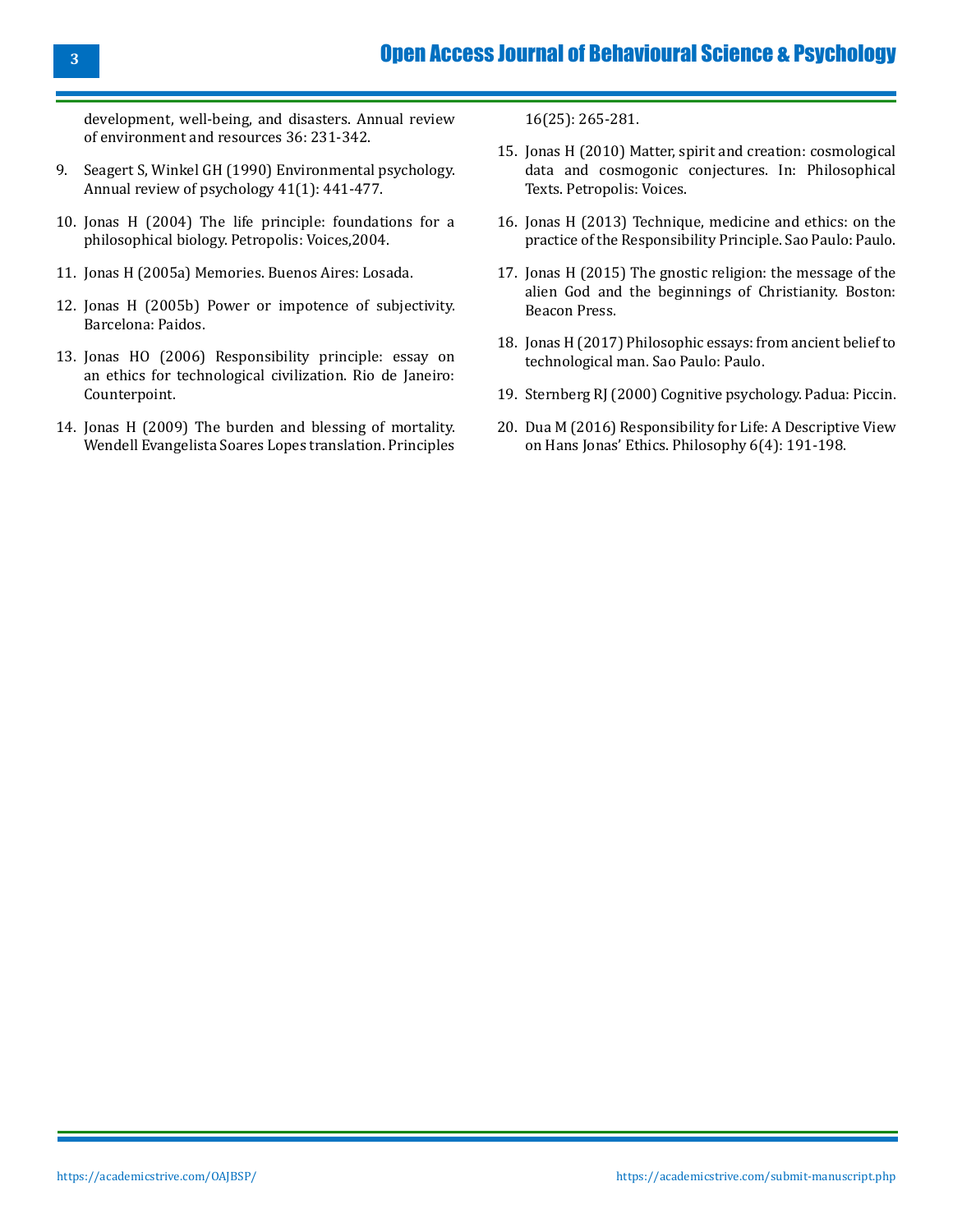development, well-being, and disasters. Annual review of environment and resources 36: 231-342.

9. Seagert S, Winkel GH (1990) Environmental psychology. Annual review of psychology 41(1): 441-477.

10. Jonas H (2004) The life principle: foundations for a philosophical biology. Petropolis: Voices,2004.

11. Jonas H (2005a) Memories. Buenos Aires: Losada.

12. Jonas H (2005b) Power or impotence of subjectivity. Barcelona: Paidos.

13. Jonas HO (2006) Responsibility principle: essay on an ethics for technological civilization. Rio de Janeiro: Counterpoint.

14. Jonas H (2009) The burden and blessing of mortality. Wendell Evangelista Soares Lopes translation. Principles 16(25): 265-281.

15. Jonas H (2010) Matter, spirit and creation: cosmological data and cosmogonic conjectures. In: Philosophical Texts. Petropolis: Voices.

16. Jonas H (2013) Technique, medicine and ethics: on the practice of the Responsibility Principle. Sao Paulo: Paulo.

17. Jonas H (2015) The gnostic religion: the message of the alien God and the beginnings of Christianity. Boston: Beacon Press.

18. Jonas H (2017) Philosophic essays: from ancient belief to technological man. Sao Paulo: Paulo.

19. Sternberg RJ (2000) Cognitive psychology. Padua: Piccin.

20. Dua M (2016) Responsibility for Life: A Descriptive View on Hans Jonas' Ethics. Philosophy 6(4): 191-198.